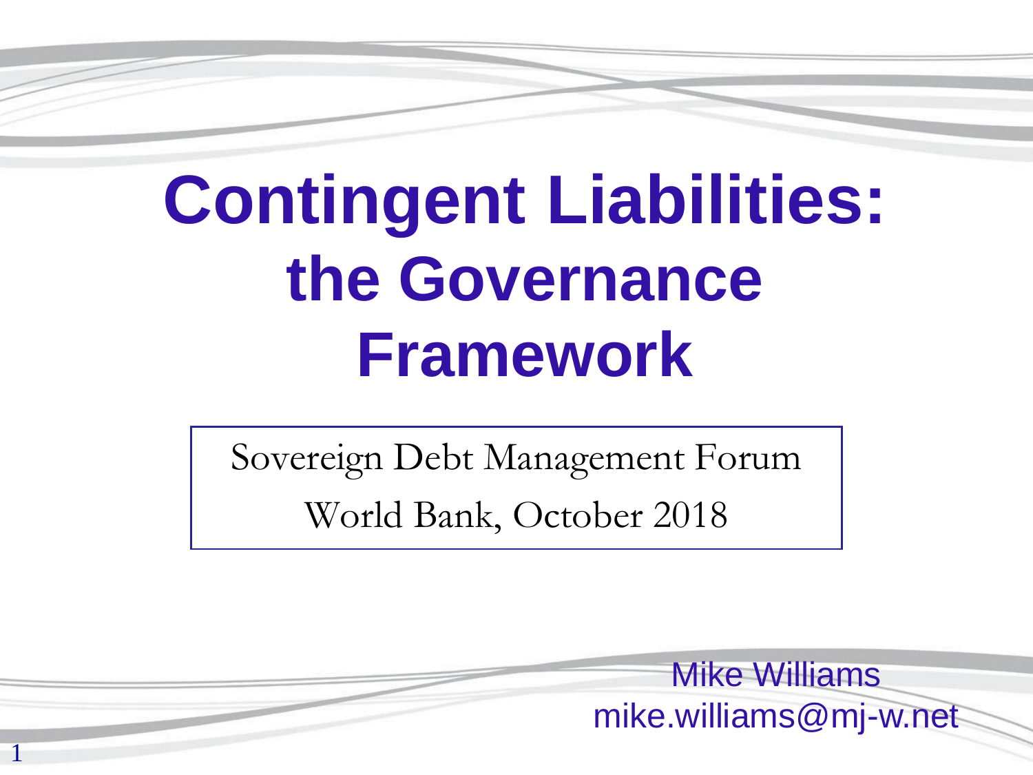# Contingent Liabilities: the Governance Framework

Sovereign Debt Management Forum

World Bank, October 2018

Mike Williams

mike.williams@mj-w.net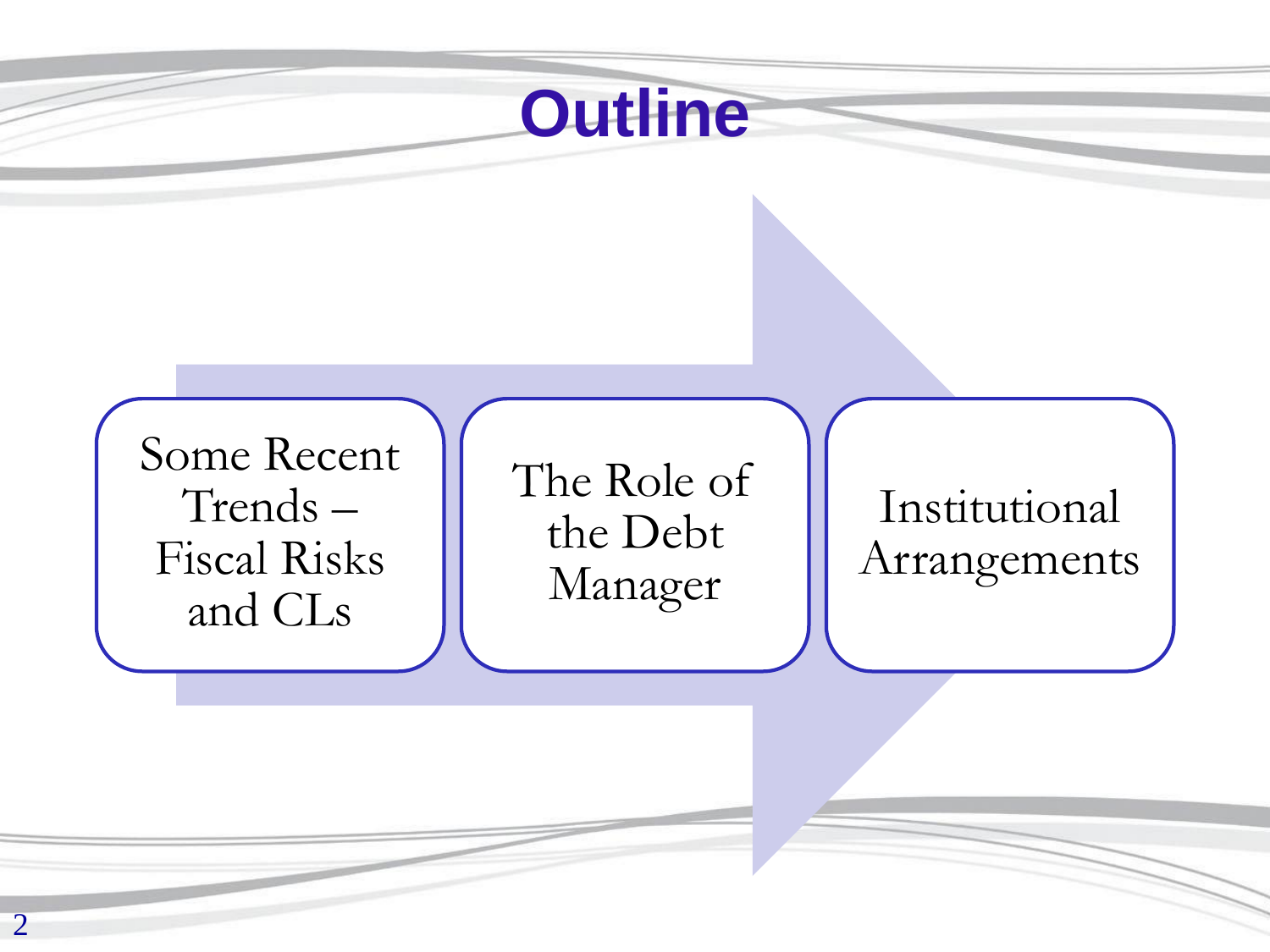# Outline

- Some Recent Trends – Fiscal Risks and CLs
- The Role of the Debt Manager
- Institutional Arrangements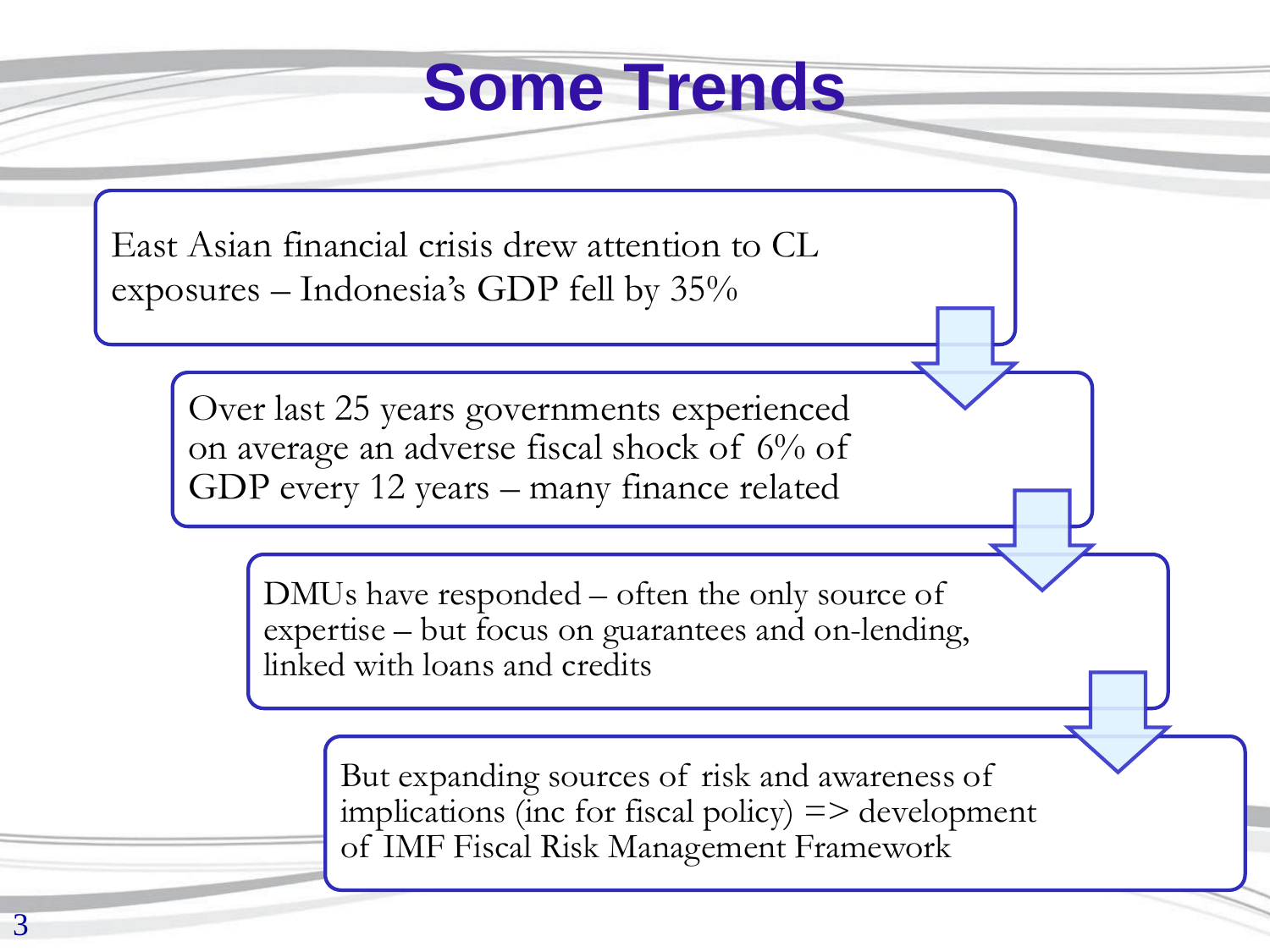# Some Trends

- East Asian financial crisis drew attention to CL exposures – Indonesia's GDP fell by 35%
- Over last 25 years governments experienced on average an adverse fiscal shock of 6% of GDP every 12 years – many finance related
- DMUs have responded – often the only source of expertise – but focus on guarantees and on-lending, linked with loans and credits
- But expanding sources of risk and awareness of implications (inc for fiscal policy) => development of IMF Fiscal Risk Management Framework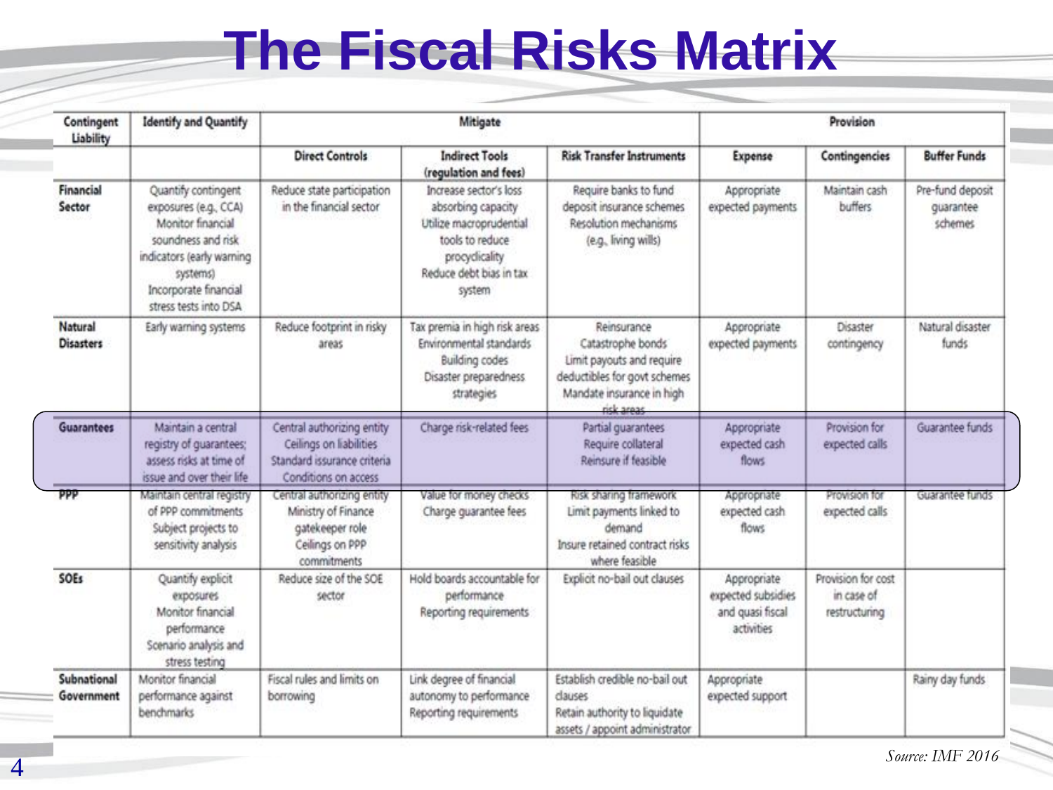# The Fiscal Risks Matrix

| Contingent Liability | Identify and Quantify | Mitigate | | | Provision | | |
|---|---|---|---|---|---|---|---|
| | | Direct Controls | Indirect Tools (regulation and fees) | Risk Transfer Instruments | Expense | Contingencies | Buffer Funds |
| **Financial Sector** | Quantify contingent exposures (e.g., CCA) Monitor financial soundness and risk indicators (early warning systems) Incorporate financial stress tests into DSA | Reduce state participation in the financial sector | Increase sector's loss absorbing capacity Utilize macroprudential tools to reduce procyclicality Reduce debt bias in tax system | Require banks to fund deposit insurance schemes Resolution mechanisms (e.g., living wills) | Appropriate expected payments | Maintain cash buffers | Pre-fund deposit guarantee schemes |
| **Natural Disasters** | Early warning systems | Reduce footprint in risky areas | Tax premia in high risk areas Environmental standards Building codes Disaster preparedness strategies | Reinsurance Catastrophe bonds Limit payouts and require deductibles for govt schemes Mandate insurance in high risk areas | Appropriate expected payments | Disaster contingency | Natural disaster funds |
| **Guarantees** | Maintain a central registry of guarantees; assess risks at time of issue and over their life | Central authorizing entity Ceilings on liabilities Standard issuance criteria Conditions on access | Charge risk-related fees | Partial guarantees Require collateral Reinsure if feasible | Appropriate expected cash flows | Provision for expected calls | Guarantee funds |
| **PPP** | Maintain central registry of PPP commitments Subject projects to sensitivity analysis | Central authorizing entity Ministry of Finance gatekeeper role Ceilings on PPP commitments | Value for money checks Charge guarantee fees | Risk sharing framework Limit payments linked to demand Insure retained contract risks where feasible | Appropriate expected cash flows | Provision for expected calls | Guarantee funds |
| **SOEs** | Quantify explicit exposures Monitor financial performance Scenario analysis and stress testing | Reduce size of the SOE sector | Hold boards accountable for performance Reporting requirements | Explicit no-bail out clauses | Appropriate expected subsidies and quasi fiscal activities | Provision for cost in case of restructuring | |
| **Subnational Government** | Monitor financial performance against benchmarks | Fiscal rules and limits on borrowing | Link degree of financial autonomy to performance Reporting requirements | Establish credible no-bail out clauses Retain authority to liquidate assets / appoint administrator | Appropriate expected support | | Rainy day funds |

*Source: IMF 2016*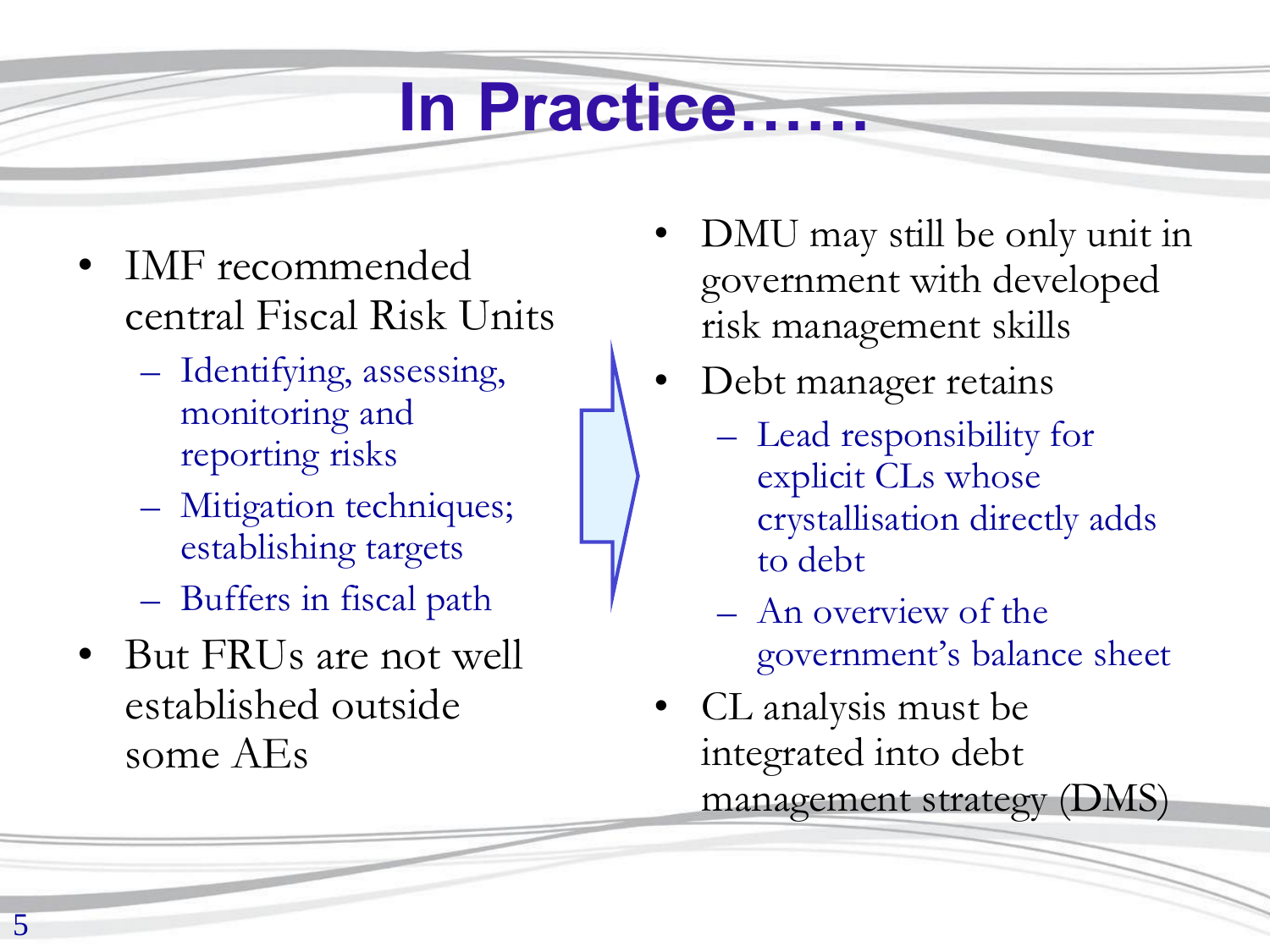# In Practice……

- IMF recommended central Fiscal Risk Units
  - Identifying, assessing, monitoring and reporting risks
  - Mitigation techniques; establishing targets
  - Buffers in fiscal path
- But FRUs are not well established outside some AEs

- DMU may still be only unit in government with developed risk management skills
- Debt manager retains
  - Lead responsibility for explicit CLs whose crystallisation directly adds to debt
  - An overview of the government's balance sheet
- CL analysis must be integrated into debt management strategy (DMS)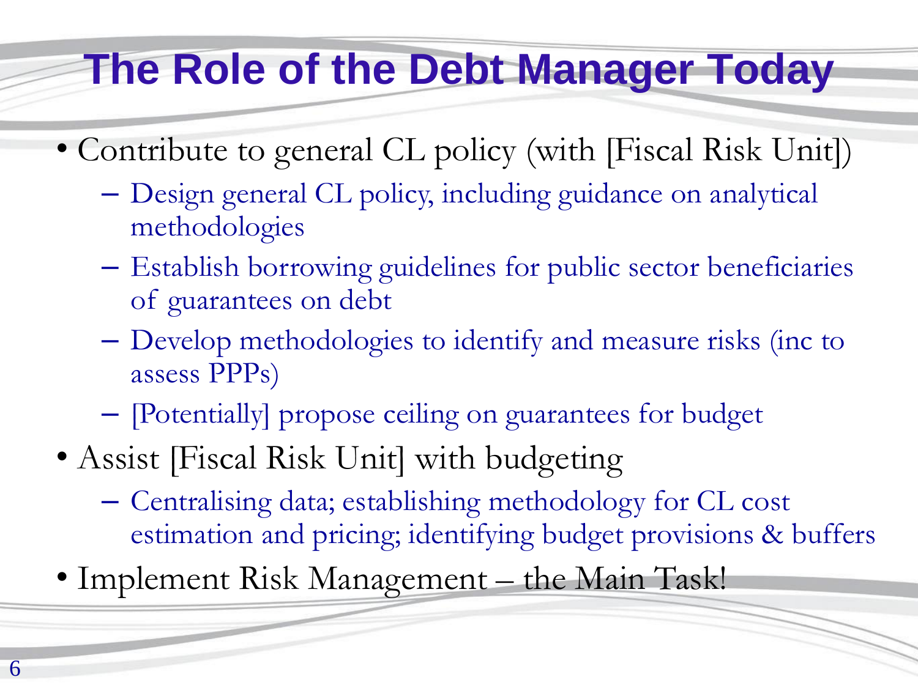# The Role of the Debt Manager Today

- Contribute to general CL policy (with [Fiscal Risk Unit])
  - Design general CL policy, including guidance on analytical methodologies
  - Establish borrowing guidelines for public sector beneficiaries of guarantees on debt
  - Develop methodologies to identify and measure risks (inc to assess PPPs)
  - [Potentially] propose ceiling on guarantees for budget
- Assist [Fiscal Risk Unit] with budgeting
  - Centralising data; establishing methodology for CL cost estimation and pricing; identifying budget provisions & buffers
- Implement Risk Management – the Main Task!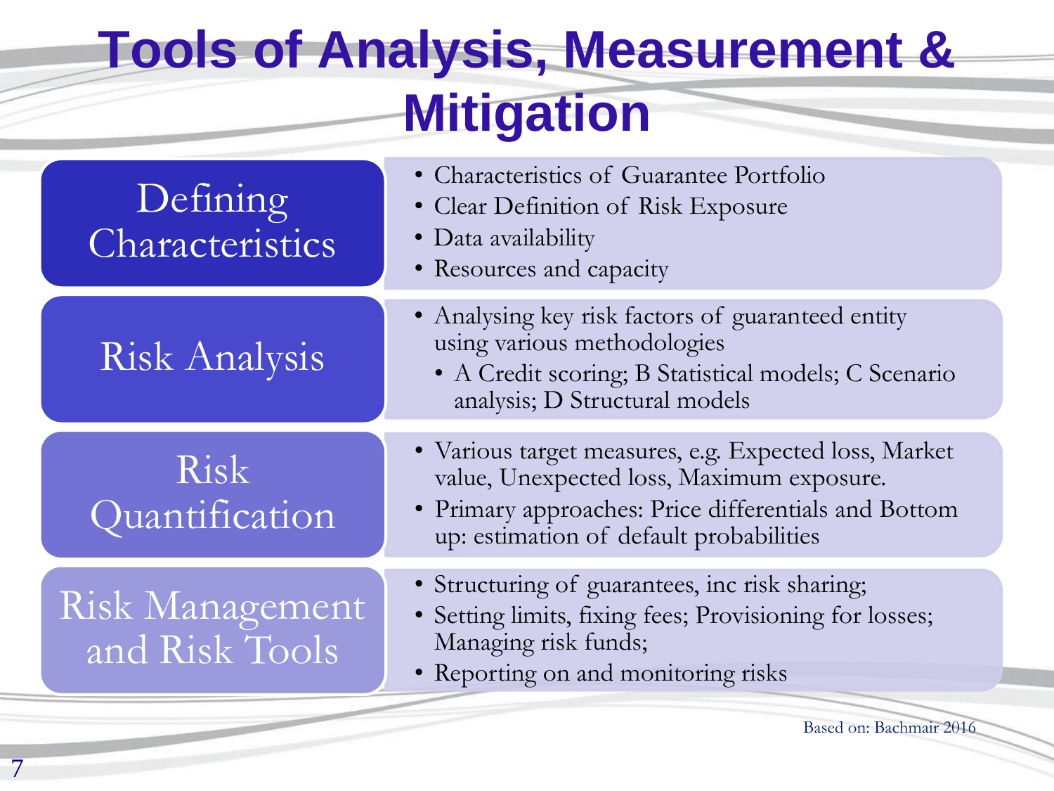# Tools of Analysis, Measurement & Mitigation

## Defining Characteristics

- Characteristics of Guarantee Portfolio
- Clear Definition of Risk Exposure
- Data availability
- Resources and capacity

## Risk Analysis

- Analysing key risk factors of guaranteed entity using various methodologies
  - A Credit scoring; B Statistical models; C Scenario analysis; D Structural models

## Risk Quantification

- Various target measures, e.g. Expected loss, Market value, Unexpected loss, Maximum exposure.
- Primary approaches: Price differentials and Bottom up: estimation of default probabilities

## Risk Management and Risk Tools

- Structuring of guarantees, inc risk sharing;
- Setting limits, fixing fees; Provisioning for losses; Managing risk funds;
- Reporting on and monitoring risks

Based on: Bachmair 2016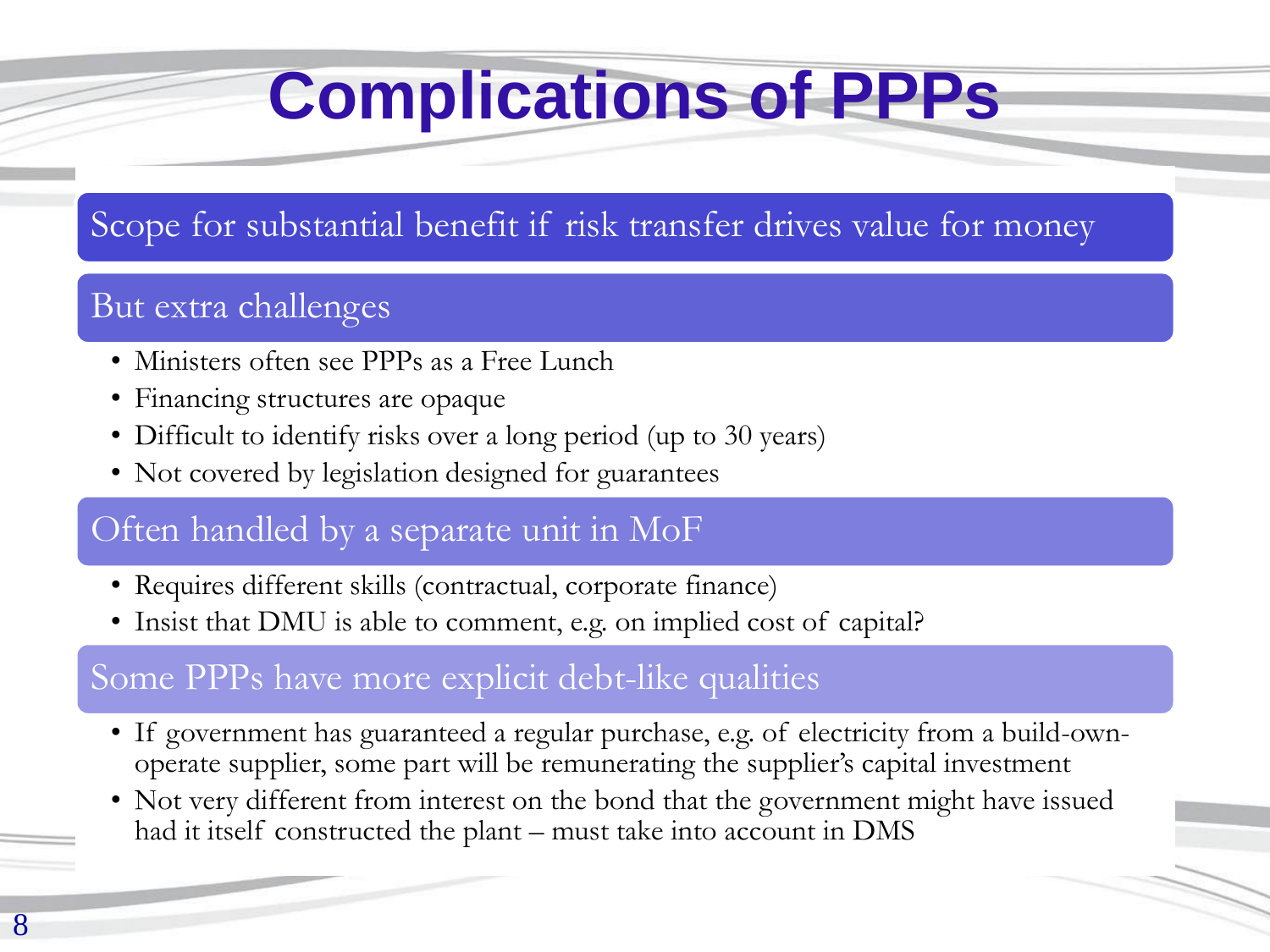# Complications of PPPs

## Scope for substantial benefit if risk transfer drives value for money

## But extra challenges

- Ministers often see PPPs as a Free Lunch
- Financing structures are opaque
- Difficult to identify risks over a long period (up to 30 years)
- Not covered by legislation designed for guarantees

## Often handled by a separate unit in MoF

- Requires different skills (contractual, corporate finance)
- Insist that DMU is able to comment, e.g. on implied cost of capital?

## Some PPPs have more explicit debt-like qualities

- If government has guaranteed a regular purchase, e.g. of electricity from a build-own-operate supplier, some part will be remunerating the supplier's capital investment
- Not very different from interest on the bond that the government might have issued had it itself constructed the plant – must take into account in DMS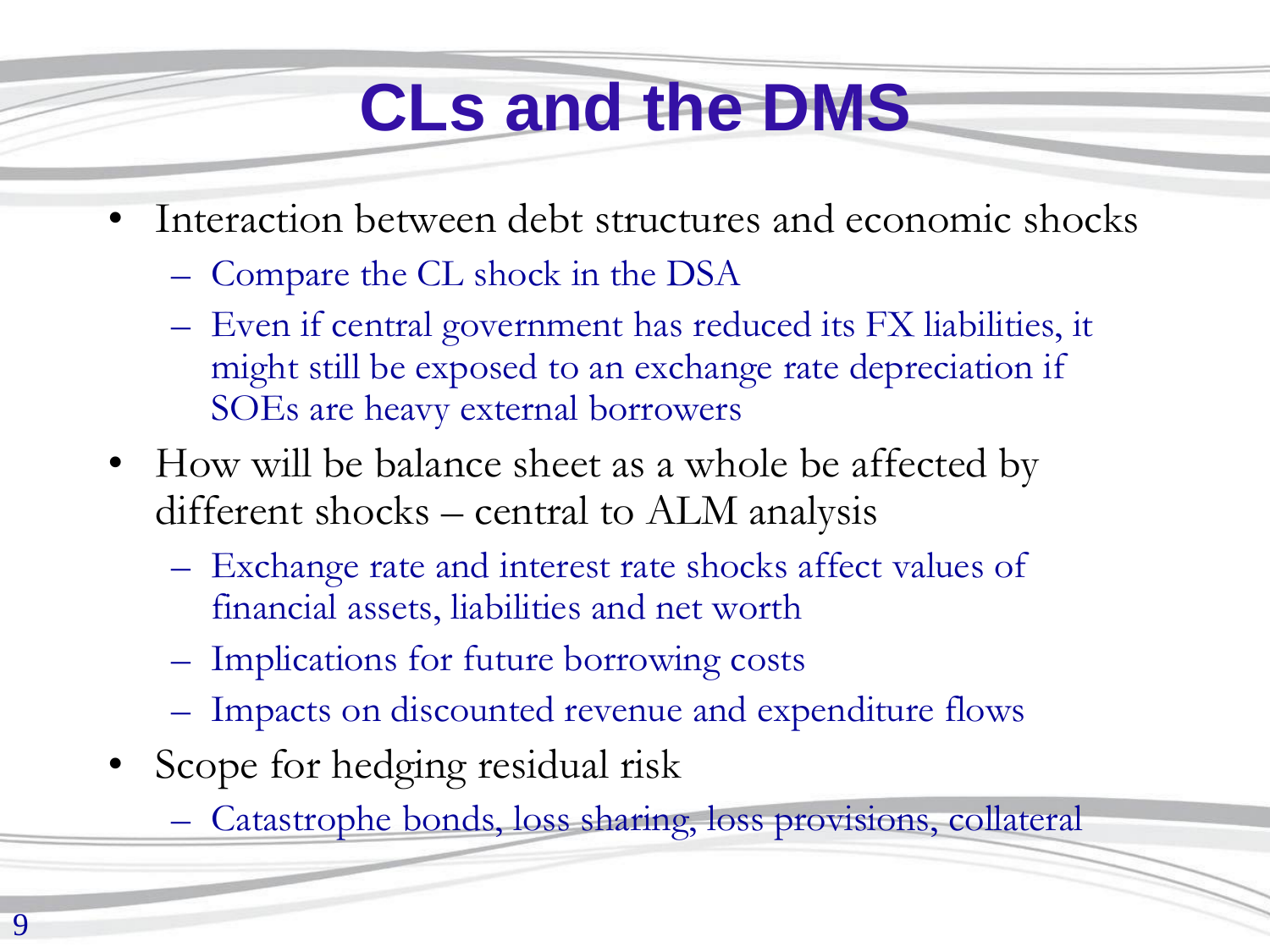# CLs and the DMS

- Interaction between debt structures and economic shocks
  - Compare the CL shock in the DSA
  - Even if central government has reduced its FX liabilities, it might still be exposed to an exchange rate depreciation if SOEs are heavy external borrowers
- How will be balance sheet as a whole be affected by different shocks – central to ALM analysis
  - Exchange rate and interest rate shocks affect values of financial assets, liabilities and net worth
  - Implications for future borrowing costs
  - Impacts on discounted revenue and expenditure flows
- Scope for hedging residual risk
  - Catastrophe bonds, loss sharing, loss provisions, collateral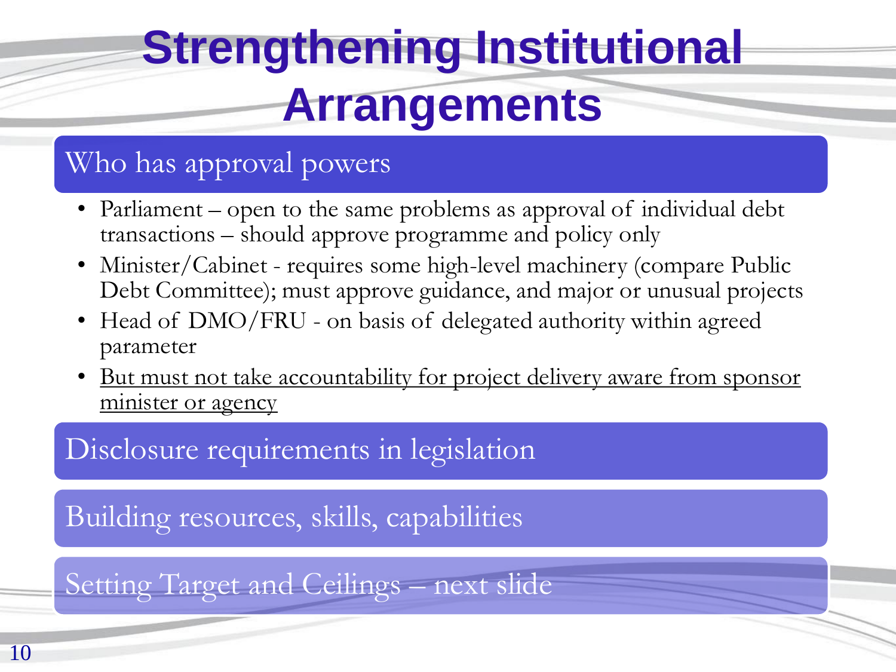# Strengthening Institutional Arrangements

## Who has approval powers

- Parliament – open to the same problems as approval of individual debt transactions – should approve programme and policy only
- Minister/Cabinet - requires some high-level machinery (compare Public Debt Committee); must approve guidance, and major or unusual projects
- Head of DMO/FRU - on basis of delegated authority within agreed parameter
- <u>But must not take accountability for project delivery aware from sponsor minister or agency</u>

## Disclosure requirements in legislation

## Building resources, skills, capabilities

## Setting Target and Ceilings – next slide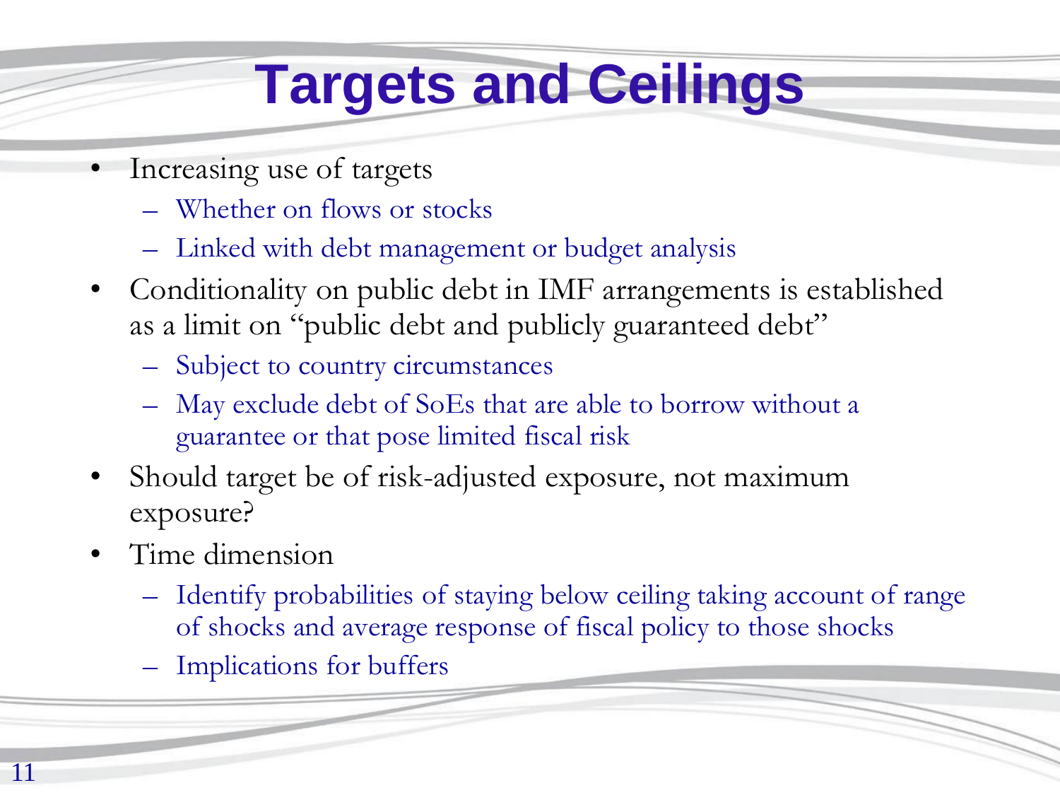# Targets and Ceilings

- Increasing use of targets
  - Whether on flows or stocks
  - Linked with debt management or budget analysis
- Conditionality on public debt in IMF arrangements is established as a limit on “public debt and publicly guaranteed debt”
  - Subject to country circumstances
  - May exclude debt of SoEs that are able to borrow without a guarantee or that pose limited fiscal risk
- Should target be of risk-adjusted exposure, not maximum exposure?
- Time dimension
  - Identify probabilities of staying below ceiling taking account of range of shocks and average response of fiscal policy to those shocks
  - Implications for buffers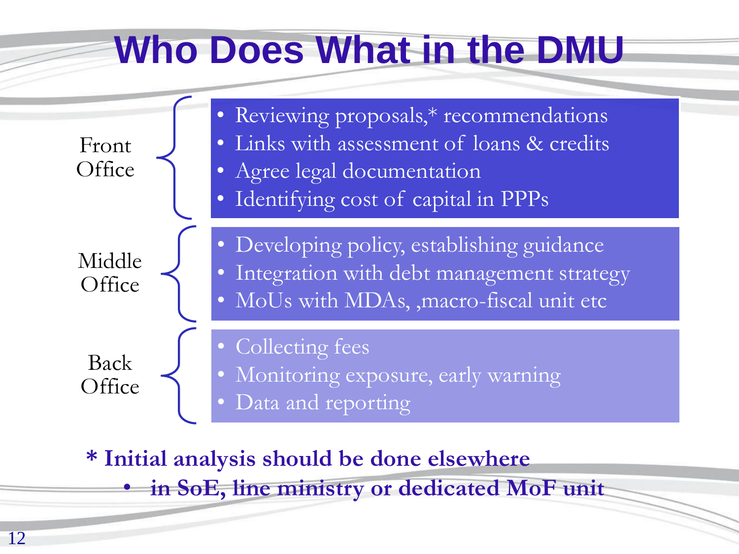# Who Does What in the DMU

**Front Office**

- Reviewing proposals,* recommendations
- Links with assessment of loans & credits
- Agree legal documentation
- Identifying cost of capital in PPPs

**Middle Office**

- Developing policy, establishing guidance
- Integration with debt management strategy
- MoUs with MDAs, ,macro-fiscal unit etc

**Back Office**

- Collecting fees
- Monitoring exposure, early warning
- Data and reporting

**\* Initial analysis should be done elsewhere**

- **in SoE, line ministry or dedicated MoF unit**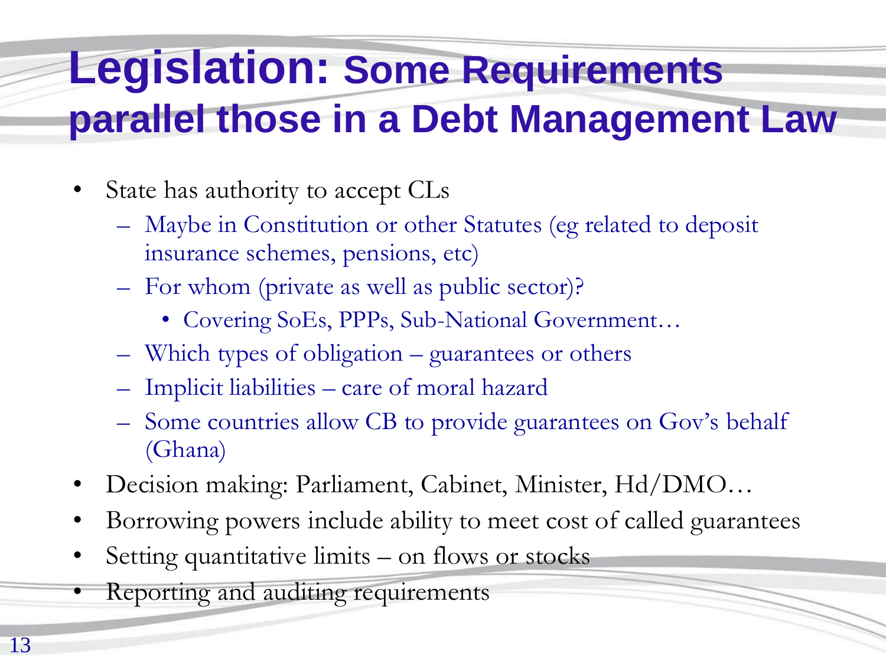# Legislation: Some Requirements parallel those in a Debt Management Law

- State has authority to accept CLs
  - Maybe in Constitution or other Statutes (eg related to deposit insurance schemes, pensions, etc)
  - For whom (private as well as public sector)?
    - Covering SoEs, PPPs, Sub-National Government…
  - Which types of obligation – guarantees or others
  - Implicit liabilities – care of moral hazard
  - Some countries allow CB to provide guarantees on Gov's behalf (Ghana)
- Decision making: Parliament, Cabinet, Minister, Hd/DMO…
- Borrowing powers include ability to meet cost of called guarantees
- Setting quantitative limits – on flows or stocks
- Reporting and auditing requirements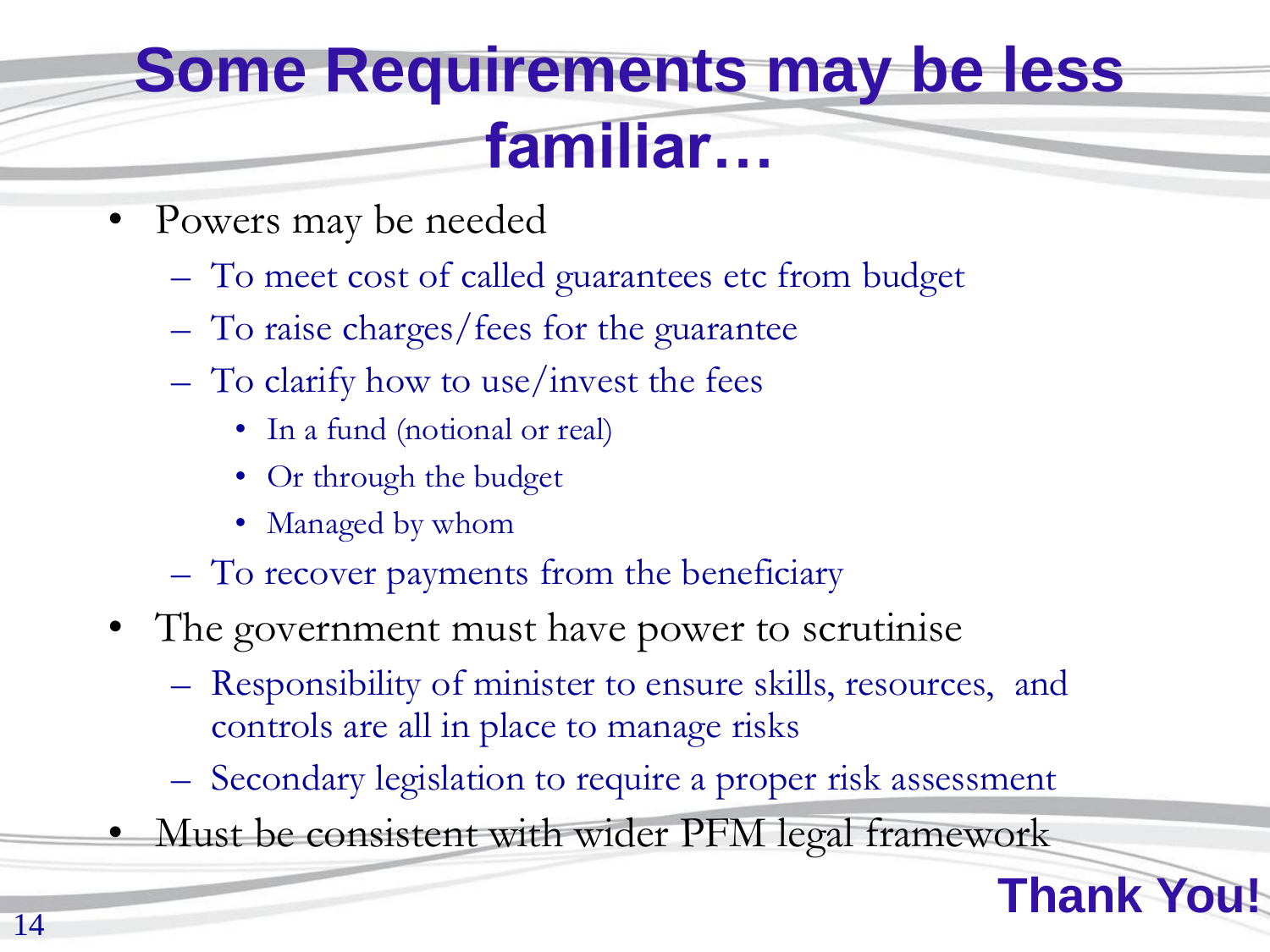# Some Requirements may be less familiar…

- Powers may be needed
  - To meet cost of called guarantees etc from budget
  - To raise charges/fees for the guarantee
  - To clarify how to use/invest the fees
    - In a fund (notional or real)
    - Or through the budget
    - Managed by whom
  - To recover payments from the beneficiary
- The government must have power to scrutinise
  - Responsibility of minister to ensure skills, resources, and controls are all in place to manage risks
  - Secondary legislation to require a proper risk assessment
- Must be consistent with wider PFM legal framework

**Thank You!**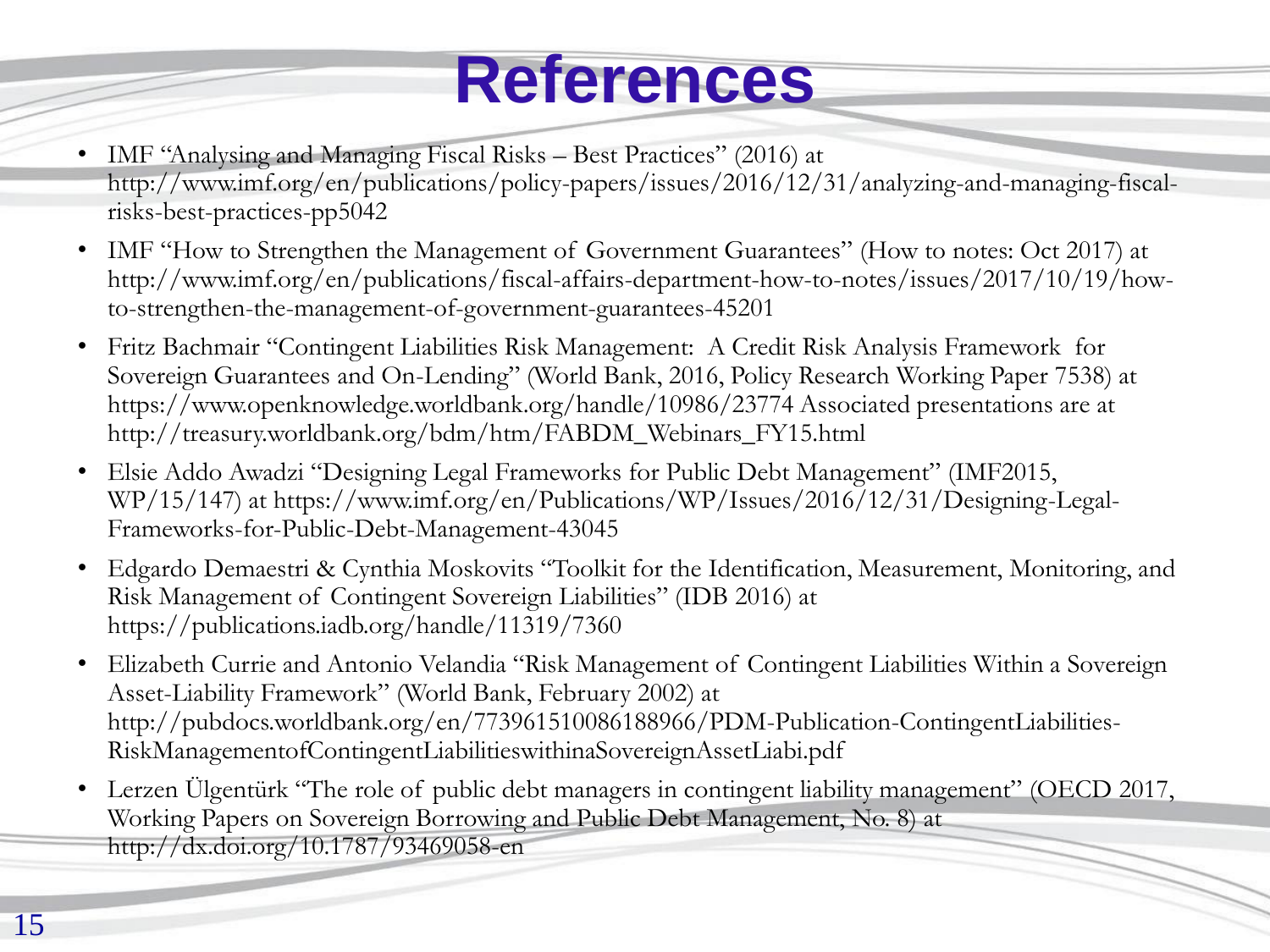# References

- IMF "Analysing and Managing Fiscal Risks – Best Practices" (2016) at http://www.imf.org/en/publications/policy-papers/issues/2016/12/31/analyzing-and-managing-fiscal-risks-best-practices-pp5042
- IMF "How to Strengthen the Management of Government Guarantees" (How to notes: Oct 2017) at http://www.imf.org/en/publications/fiscal-affairs-department-how-to-notes/issues/2017/10/19/how-to-strengthen-the-management-of-government-guarantees-45201
- Fritz Bachmair "Contingent Liabilities Risk Management: A Credit Risk Analysis Framework for Sovereign Guarantees and On-Lending" (World Bank, 2016, Policy Research Working Paper 7538) at https://www.openknowledge.worldbank.org/handle/10986/23774 Associated presentations are at http://treasury.worldbank.org/bdm/htm/FABDM_Webinars_FY15.html
- Elsie Addo Awadzi "Designing Legal Frameworks for Public Debt Management" (IMF2015, WP/15/147) at https://www.imf.org/en/Publications/WP/Issues/2016/12/31/Designing-Legal-Frameworks-for-Public-Debt-Management-43045
- Edgardo Demaestri & Cynthia Moskovits "Toolkit for the Identification, Measurement, Monitoring, and Risk Management of Contingent Sovereign Liabilities" (IDB 2016) at https://publications.iadb.org/handle/11319/7360
- Elizabeth Currie and Antonio Velandia "Risk Management of Contingent Liabilities Within a Sovereign Asset-Liability Framework" (World Bank, February 2002) at http://pubdocs.worldbank.org/en/773961510086188966/PDM-Publication-ContingentLiabilities-RiskManagementofContingentLiabilitieswithinaSovereignAssetLiabi.pdf
- Lerzen Ülgentürk "The role of public debt managers in contingent liability management" (OECD 2017, Working Papers on Sovereign Borrowing and Public Debt Management, No. 8) at http://dx.doi.org/10.1787/93469058-en